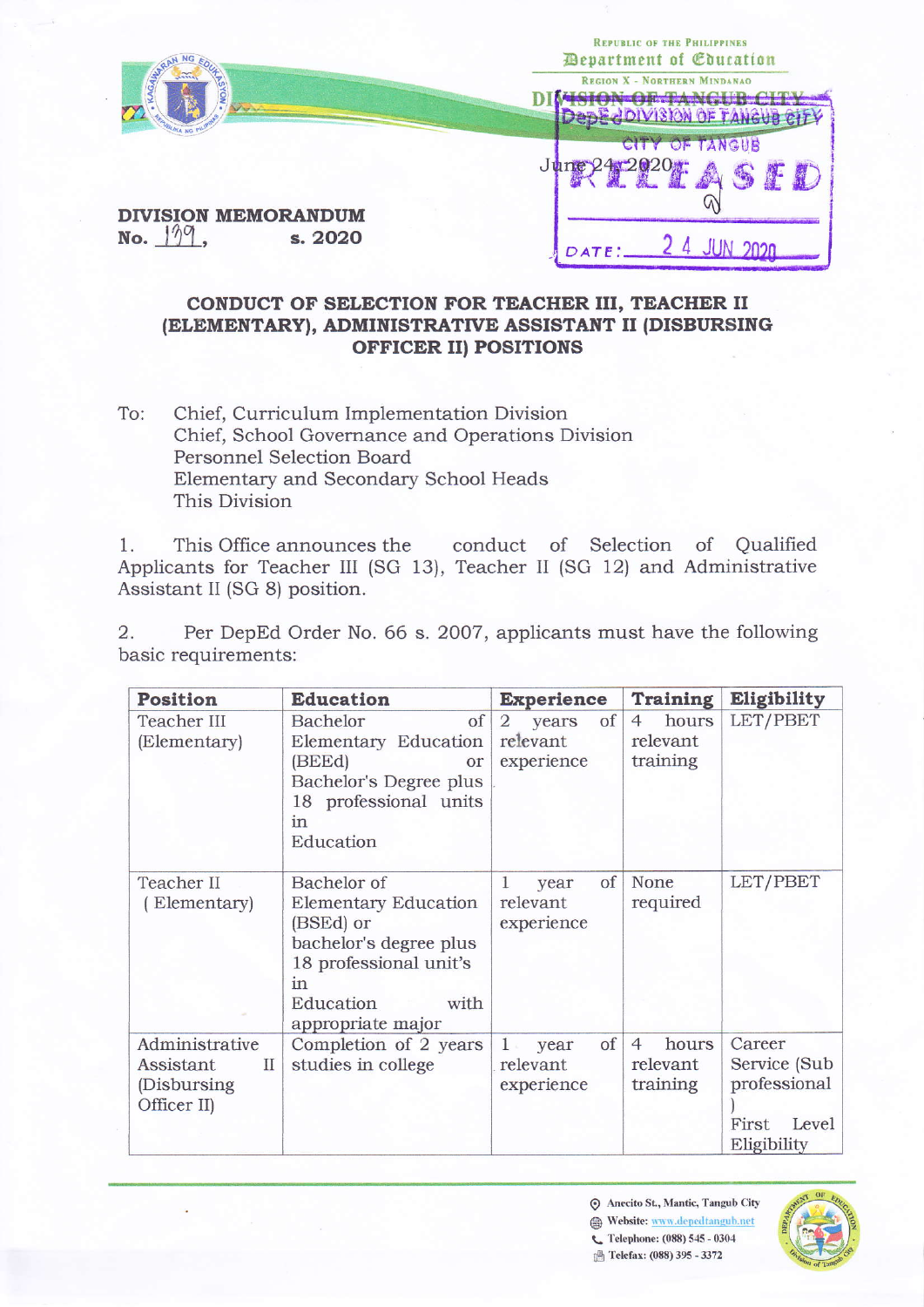Republic of the Philippines
Department of Education
Region X - Northern Mindanao
Division of Tangub City

June 24, 2020

DepEd Division of Tangub City
City of Tangub
RELEASED
DATE: 24 JUN 2020

**DIVISION MEMORANDUM**
**No. 139, s. 2020**

## CONDUCT OF SELECTION FOR TEACHER III, TEACHER II (ELEMENTARY), ADMINISTRATIVE ASSISTANT II (DISBURSING OFFICER II) POSITIONS

To: Chief, Curriculum Implementation Division
Chief, School Governance and Operations Division
Personnel Selection Board
Elementary and Secondary School Heads
This Division

1. This Office announces the conduct of Selection of Qualified Applicants for Teacher III (SG 13), Teacher II (SG 12) and Administrative Assistant II (SG 8) position.

2. Per DepEd Order No. 66 s. 2007, applicants must have the following basic requirements:

| Position | Education | Experience | Training | Eligibility |
|---|---|---|---|---|
| Teacher III (Elementary) | Bachelor of Elementary Education (BEEd) or Bachelor's Degree plus 18 professional units in Education | 2 years of relevant experience | 4 hours relevant training | LET/PBET |
| Teacher II ( Elementary) | Bachelor of Elementary Education (BSEd) or bachelor's degree plus 18 professional unit's in Education with appropriate major | 1 year of relevant experience | None required | LET/PBET |
| Administrative Assistant II (Disbursing Officer II) | Completion of 2 years studies in college | 1 year of relevant experience | 4 hours relevant training | Career Service (Sub professional ) First Level Eligibility |

Anecito St., Mantic, Tangub City
Website: www.depedtangub.net
Telephone: (088) 545 - 0304
Telefax: (088) 395 - 3372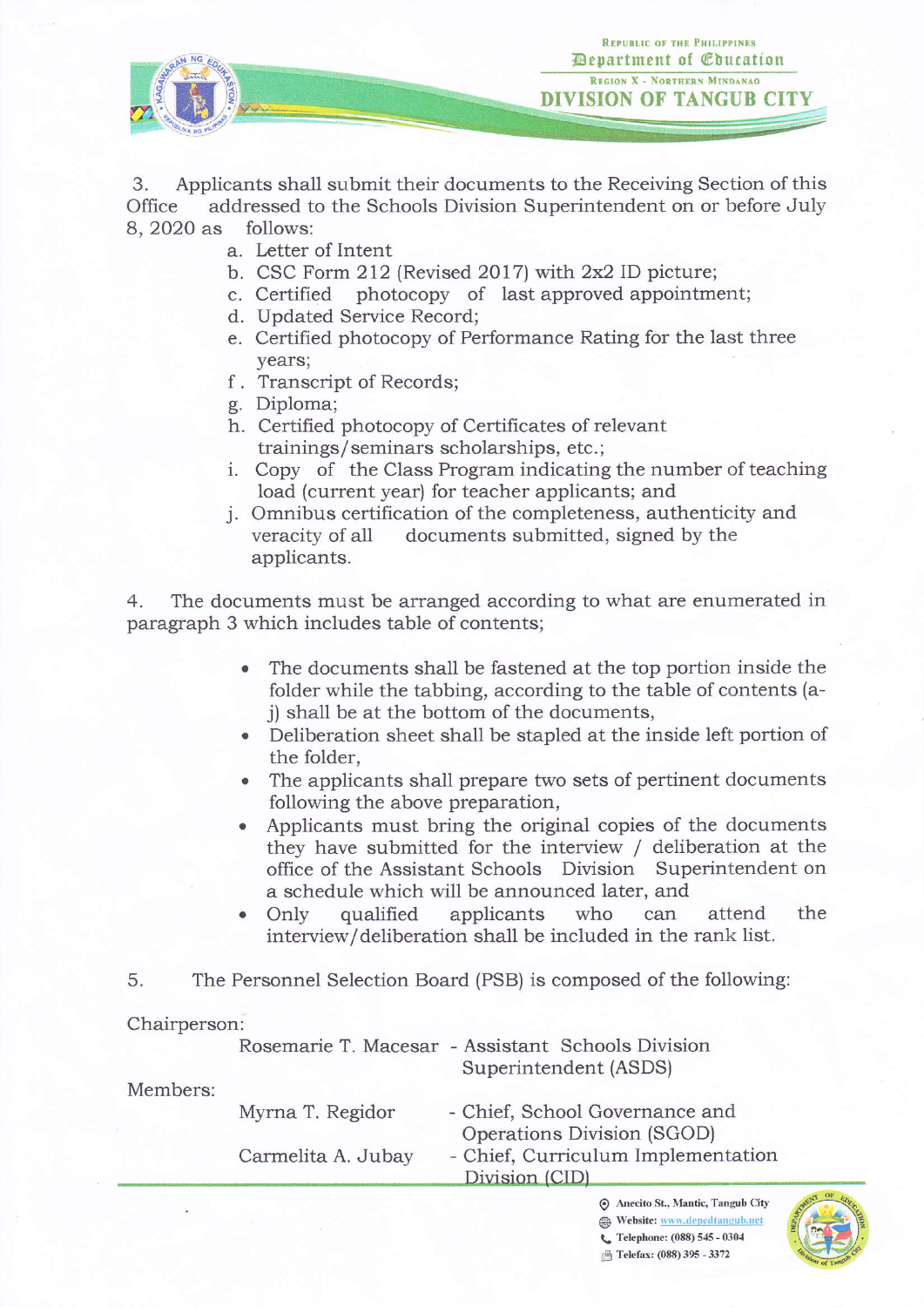3. Applicants shall submit their documents to the Receiving Section of this Office addressed to the Schools Division Superintendent on or before July 8, 2020 as follows:

a. Letter of Intent
b. CSC Form 212 (Revised 2017) with 2x2 ID picture;
c. Certified photocopy of last approved appointment;
d. Updated Service Record;
e. Certified photocopy of Performance Rating for the last three years;
f. Transcript of Records;
g. Diploma;
h. Certified photocopy of Certificates of relevant trainings/seminars scholarships, etc.;
i. Copy of the Class Program indicating the number of teaching load (current year) for teacher applicants; and
j. Omnibus certification of the completeness, authenticity and veracity of all documents submitted, signed by the applicants.

4. The documents must be arranged according to what are enumerated in paragraph 3 which includes table of contents;

- The documents shall be fastened at the top portion inside the folder while the tabbing, according to the table of contents (a-j) shall be at the bottom of the documents,
- Deliberation sheet shall be stapled at the inside left portion of the folder,
- The applicants shall prepare two sets of pertinent documents following the above preparation,
- Applicants must bring the original copies of the documents they have submitted for the interview / deliberation at the office of the Assistant Schools Division Superintendent on a schedule which will be announced later, and
- Only qualified applicants who can attend the interview/deliberation shall be included in the rank list.

5. The Personnel Selection Board (PSB) is composed of the following:

Chairperson:

| | | |
|---|---|---|
| | Rosemarie T. Macesar | - Assistant Schools Division Superintendent (ASDS) |

Members:

| | | |
|---|---|---|
| | Myrna T. Regidor | - Chief, School Governance and Operations Division (SGOD) |
| | Carmelita A. Jubay | - Chief, Curriculum Implementation Division (CID) |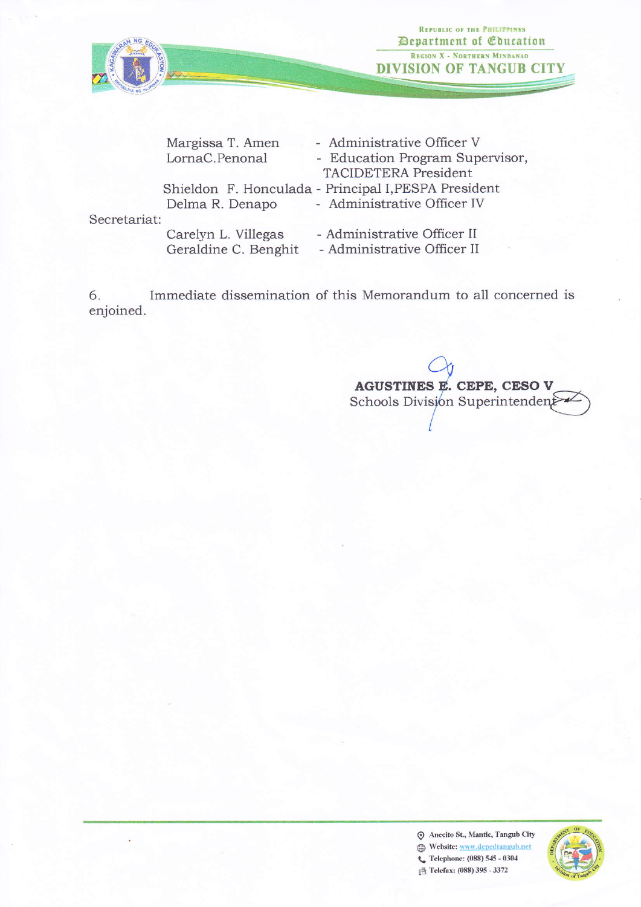| | | |
|---|---|---|
| | Margissa T. Amen | - Administrative Officer V |
| | LornaC.Penonal | - Education Program Supervisor, TACIDETERA President |
| | Shieldon F. Honculada | - Principal I,PESPA President |
| | Delma R. Denapo | - Administrative Officer IV |
| Secretariat: | | |
| | Carelyn L. Villegas | - Administrative Officer II |
| | Geraldine C. Benghit | - Administrative Officer II |

6. Immediate dissemination of this Memorandum to all concerned is enjoined.

**AGUSTINES E. CEPE, CESO V**
Schools Division Superintendent